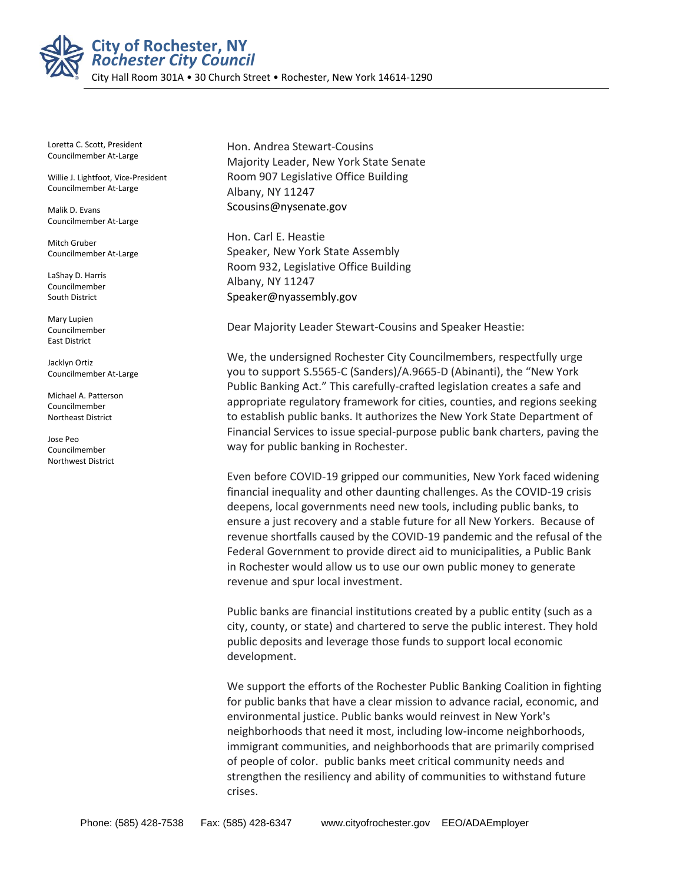# City of Rochester, NY
## *Rochester City Council*

City Hall Room 301A • 30 Church Street • Rochester, New York 14614-1290

Loretta C. Scott, President
Councilmember At-Large

Willie J. Lightfoot, Vice-President
Councilmember At-Large

Malik D. Evans
Councilmember At-Large

Mitch Gruber
Councilmember At-Large

LaShay D. Harris
Councilmember
South District

Mary Lupien
Councilmember
East District

Jacklyn Ortiz
Councilmember At-Large

Michael A. Patterson
Councilmember
Northeast District

Jose Peo
Councilmember
Northwest District

Hon. Andrea Stewart-Cousins
Majority Leader, New York State Senate
Room 907 Legislative Office Building
Albany, NY 11247
Scousins@nysenate.gov

Hon. Carl E. Heastie
Speaker, New York State Assembly
Room 932, Legislative Office Building
Albany, NY 11247
Speaker@nyassembly.gov

Dear Majority Leader Stewart-Cousins and Speaker Heastie:

We, the undersigned Rochester City Councilmembers, respectfully urge you to support S.5565-C (Sanders)/A.9665-D (Abinanti), the "New York Public Banking Act." This carefully-crafted legislation creates a safe and appropriate regulatory framework for cities, counties, and regions seeking to establish public banks. It authorizes the New York State Department of Financial Services to issue special-purpose public bank charters, paving the way for public banking in Rochester.

Even before COVID-19 gripped our communities, New York faced widening financial inequality and other daunting challenges. As the COVID-19 crisis deepens, local governments need new tools, including public banks, to ensure a just recovery and a stable future for all New Yorkers. Because of revenue shortfalls caused by the COVID-19 pandemic and the refusal of the Federal Government to provide direct aid to municipalities, a Public Bank in Rochester would allow us to use our own public money to generate revenue and spur local investment.

Public banks are financial institutions created by a public entity (such as a city, county, or state) and chartered to serve the public interest. They hold public deposits and leverage those funds to support local economic development.

We support the efforts of the Rochester Public Banking Coalition in fighting for public banks that have a clear mission to advance racial, economic, and environmental justice. Public banks would reinvest in New York's neighborhoods that need it most, including low-income neighborhoods, immigrant communities, and neighborhoods that are primarily comprised of people of color. public banks meet critical community needs and strengthen the resiliency and ability of communities to withstand future crises.

Phone: (585) 428-7538 Fax: (585) 428-6347 www.cityofrochester.gov EEO/ADAEmployer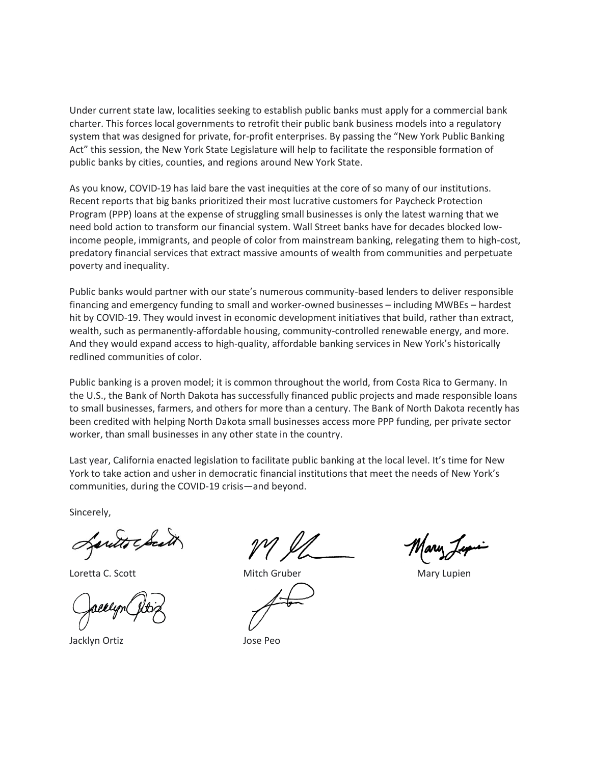Under current state law, localities seeking to establish public banks must apply for a commercial bank charter. This forces local governments to retrofit their public bank business models into a regulatory system that was designed for private, for-profit enterprises. By passing the "New York Public Banking Act" this session, the New York State Legislature will help to facilitate the responsible formation of public banks by cities, counties, and regions around New York State.

As you know, COVID-19 has laid bare the vast inequities at the core of so many of our institutions. Recent reports that big banks prioritized their most lucrative customers for Paycheck Protection Program (PPP) loans at the expense of struggling small businesses is only the latest warning that we need bold action to transform our financial system. Wall Street banks have for decades blocked low-income people, immigrants, and people of color from mainstream banking, relegating them to high-cost, predatory financial services that extract massive amounts of wealth from communities and perpetuate poverty and inequality.

Public banks would partner with our state's numerous community-based lenders to deliver responsible financing and emergency funding to small and worker-owned businesses – including MWBEs – hardest hit by COVID-19. They would invest in economic development initiatives that build, rather than extract, wealth, such as permanently-affordable housing, community-controlled renewable energy, and more. And they would expand access to high-quality, affordable banking services in New York's historically redlined communities of color.

Public banking is a proven model; it is common throughout the world, from Costa Rica to Germany. In the U.S., the Bank of North Dakota has successfully financed public projects and made responsible loans to small businesses, farmers, and others for more than a century. The Bank of North Dakota recently has been credited with helping North Dakota small businesses access more PPP funding, per private sector worker, than small businesses in any other state in the country.

Last year, California enacted legislation to facilitate public banking at the local level. It's time for New York to take action and usher in democratic financial institutions that meet the needs of New York's communities, during the COVID-19 crisis—and beyond.

Sincerely,

Loretta C. Scott

Mitch Gruber

Mary Lupien

Jacklyn Ortiz

Jose Peo